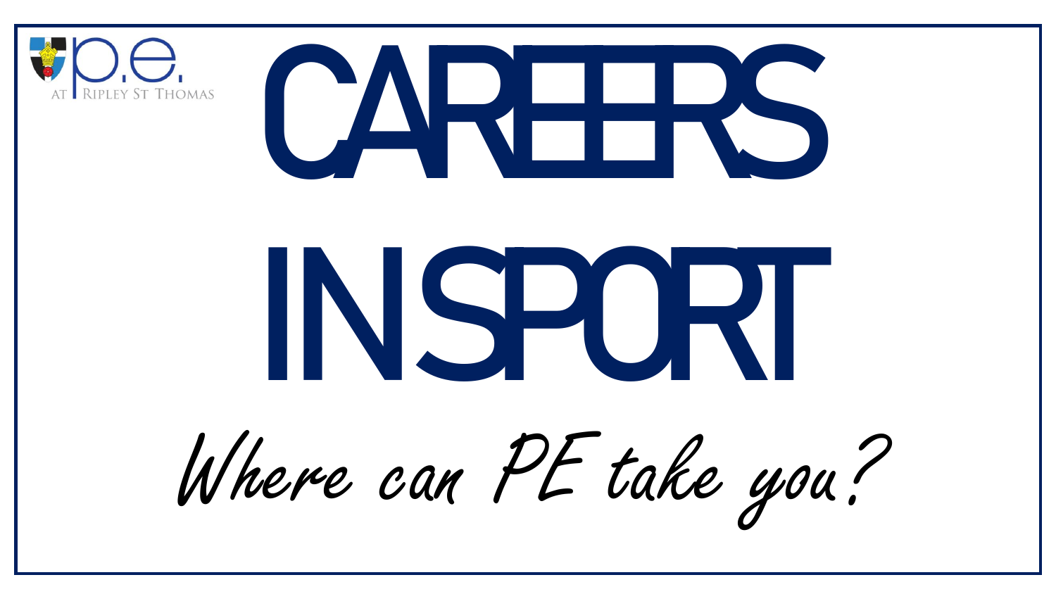p.e. at Ripley St Thomas

# CAREERS IN SPORT

*Where can PE take you?*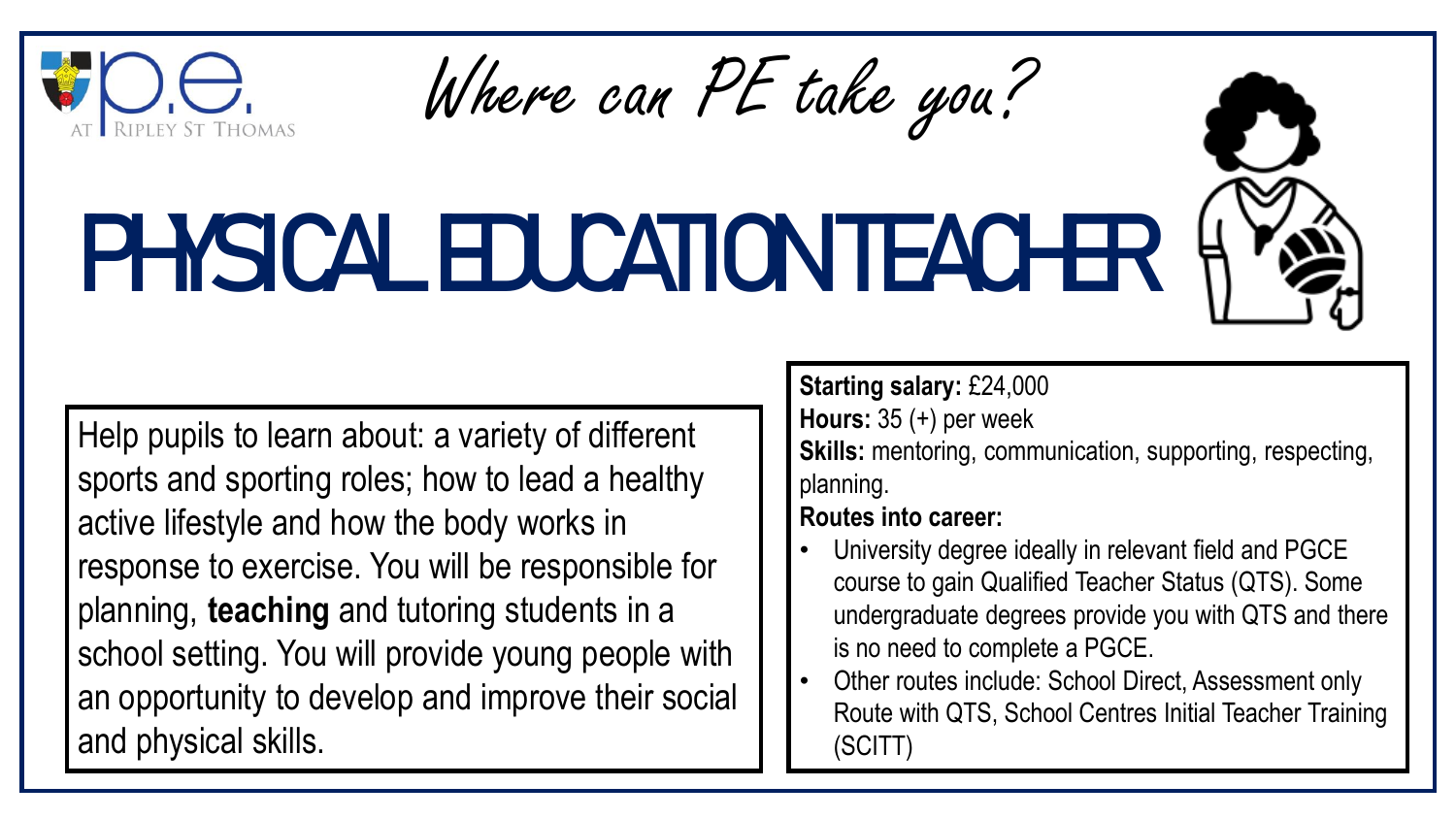p.e. AT RIPLEY ST THOMAS

*Where can PE take you?*

# PHYSICAL EDUCATION TEACHER

Help pupils to learn about: a variety of different sports and sporting roles; how to lead a healthy active lifestyle and how the body works in response to exercise. You will be responsible for planning, **teaching** and tutoring students in a school setting. You will provide young people with an opportunity to develop and improve their social and physical skills.

**Starting salary:** £24,000
**Hours:** 35 (+) per week
**Skills:** mentoring, communication, supporting, respecting, planning.
**Routes into career:**

- University degree ideally in relevant field and PGCE course to gain Qualified Teacher Status (QTS). Some undergraduate degrees provide you with QTS and there is no need to complete a PGCE.
- Other routes include: School Direct, Assessment only Route with QTS, School Centres Initial Teacher Training (SCITT)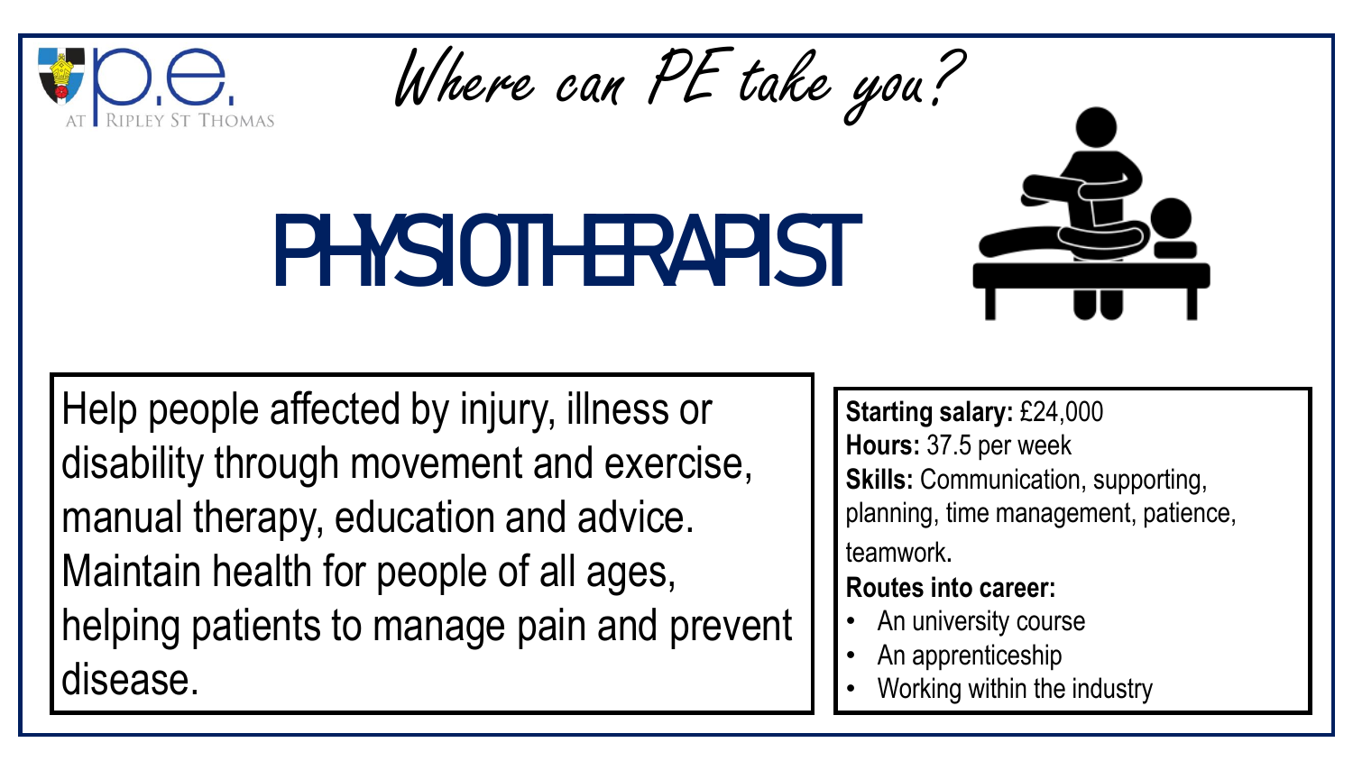p.e. AT RIPLEY ST THOMAS

*Where can PE take you?*

# PHYSIOTHERAPIST

Help people affected by injury, illness or disability through movement and exercise, manual therapy, education and advice. Maintain health for people of all ages, helping patients to manage pain and prevent disease.

**Starting salary:** £24,000
**Hours:** 37.5 per week
**Skills:** Communication, supporting, planning, time management, patience, teamwork.
**Routes into career:**

- An university course
- An apprenticeship
- Working within the industry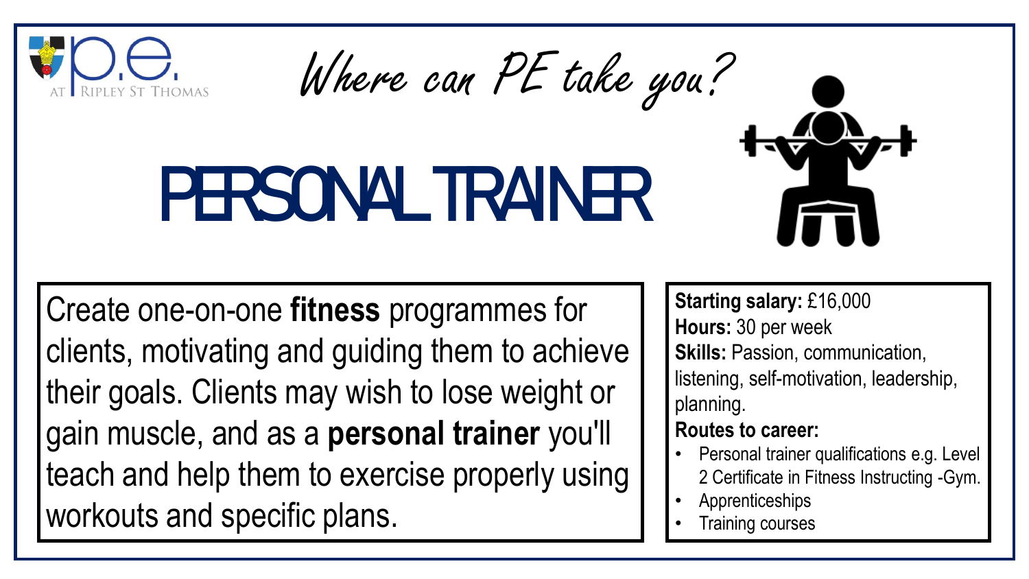*Where can PE take you?*

# PERSONAL TRAINER

Create one-on-one **fitness** programmes for clients, motivating and guiding them to achieve their goals. Clients may wish to lose weight or gain muscle, and as a **personal trainer** you'll teach and help them to exercise properly using workouts and specific plans.

**Starting salary:** £16,000
**Hours:** 30 per week
**Skills:** Passion, communication, listening, self-motivation, leadership, planning.
**Routes to career:**

- Personal trainer qualifications e.g. Level 2 Certificate in Fitness Instructing -Gym.
- Apprenticeships
- Training courses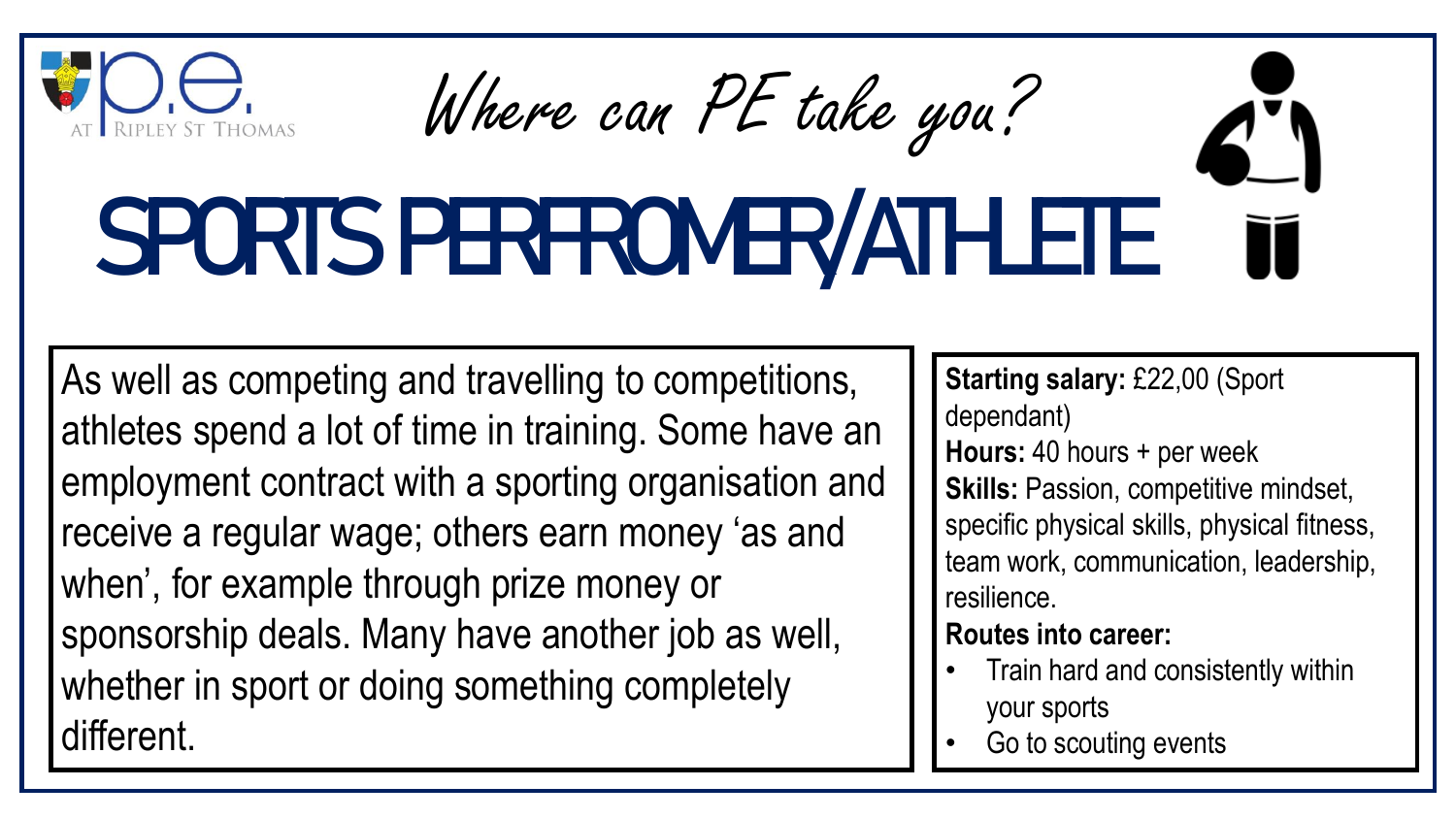P.E. at Ripley St Thomas

*Where can PE take you?*

# SPORTS PERFROMER/ATHLETE

As well as competing and travelling to competitions, athletes spend a lot of time in training. Some have an employment contract with a sporting organisation and receive a regular wage; others earn money 'as and when', for example through prize money or sponsorship deals. Many have another job as well, whether in sport or doing something completely different.

**Starting salary:** £22,00 (Sport dependant)
**Hours:** 40 hours + per week
**Skills:** Passion, competitive mindset, specific physical skills, physical fitness, team work, communication, leadership, resilience.
**Routes into career:**

- Train hard and consistently within your sports
- Go to scouting events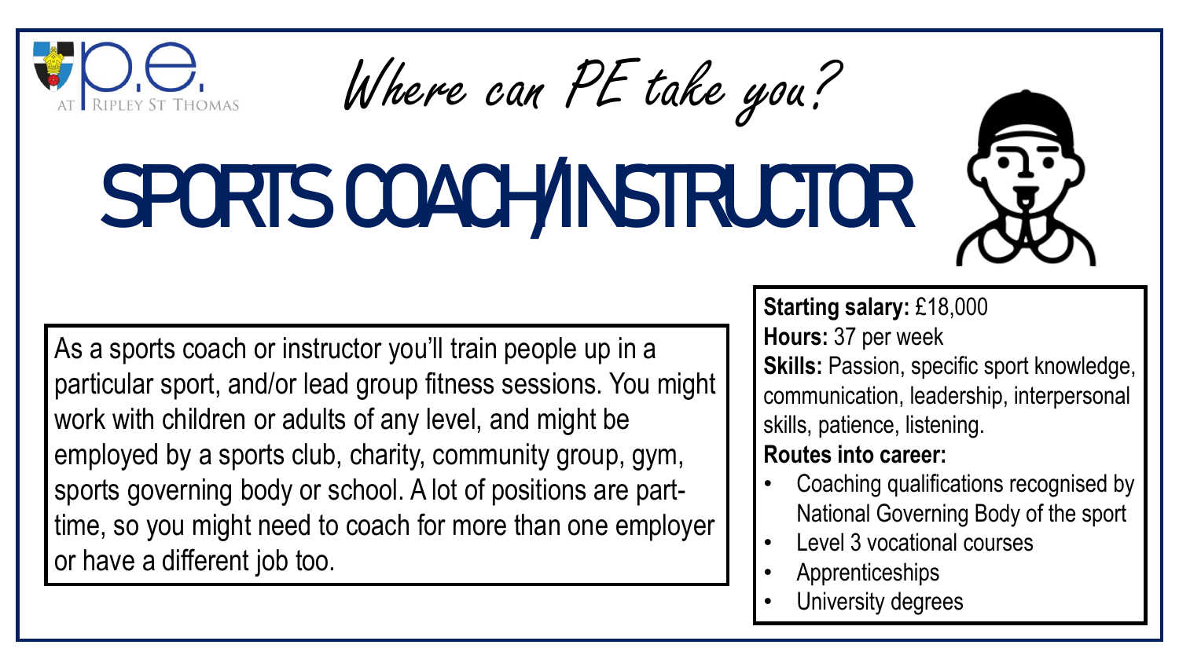*Where can PE take you?*

# SPORTS COACH/INSTRUCTOR

As a sports coach or instructor you'll train people up in a particular sport, and/or lead group fitness sessions. You might work with children or adults of any level, and might be employed by a sports club, charity, community group, gym, sports governing body or school. A lot of positions are part-time, so you might need to coach for more than one employer or have a different job too.

**Starting salary:** £18,000

**Hours:** 37 per week

**Skills:** Passion, specific sport knowledge, communication, leadership, interpersonal skills, patience, listening.

**Routes into career:**

- Coaching qualifications recognised by National Governing Body of the sport
- Level 3 vocational courses
- Apprenticeships
- University degrees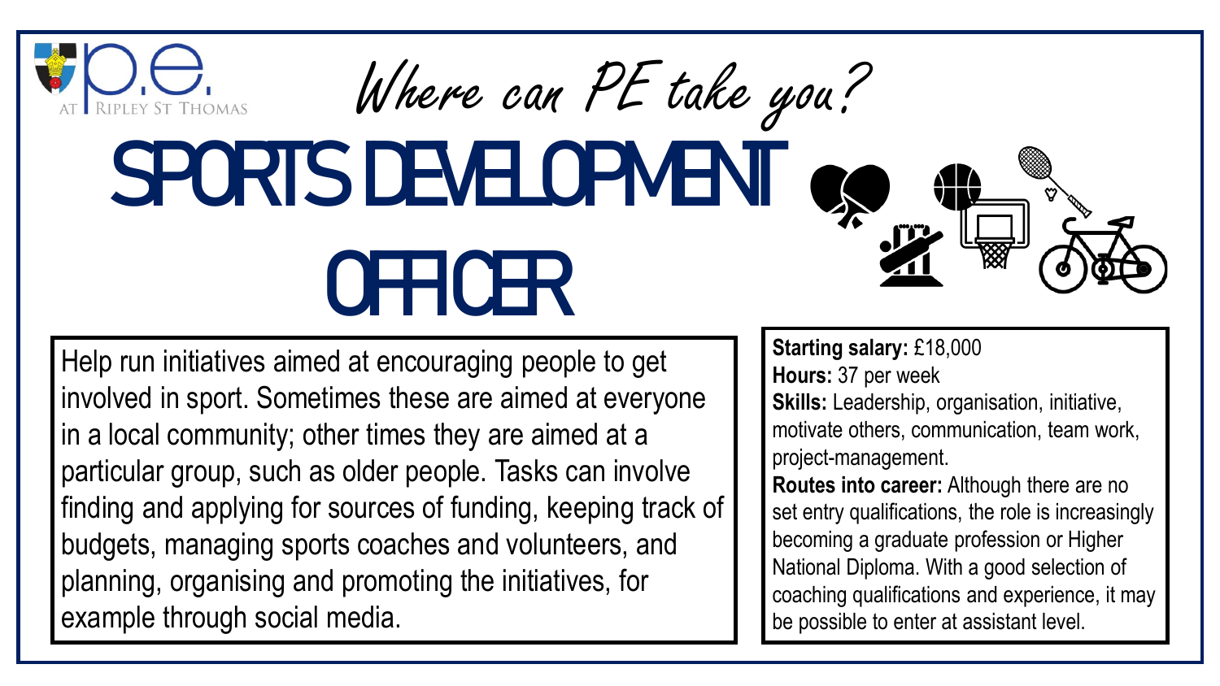p.e. AT RIPLEY ST THOMAS

*Where can PE take you?*

# SPORTS DEVELOPMENT OFFICER

Help run initiatives aimed at encouraging people to get involved in sport. Sometimes these are aimed at everyone in a local community; other times they are aimed at a particular group, such as older people. Tasks can involve finding and applying for sources of funding, keeping track of budgets, managing sports coaches and volunteers, and planning, organising and promoting the initiatives, for example through social media.

**Starting salary:** £18,000
**Hours:** 37 per week
**Skills:** Leadership, organisation, initiative, motivate others, communication, team work, project-management.
**Routes into career:** Although there are no set entry qualifications, the role is increasingly becoming a graduate profession or Higher National Diploma. With a good selection of coaching qualifications and experience, it may be possible to enter at assistant level.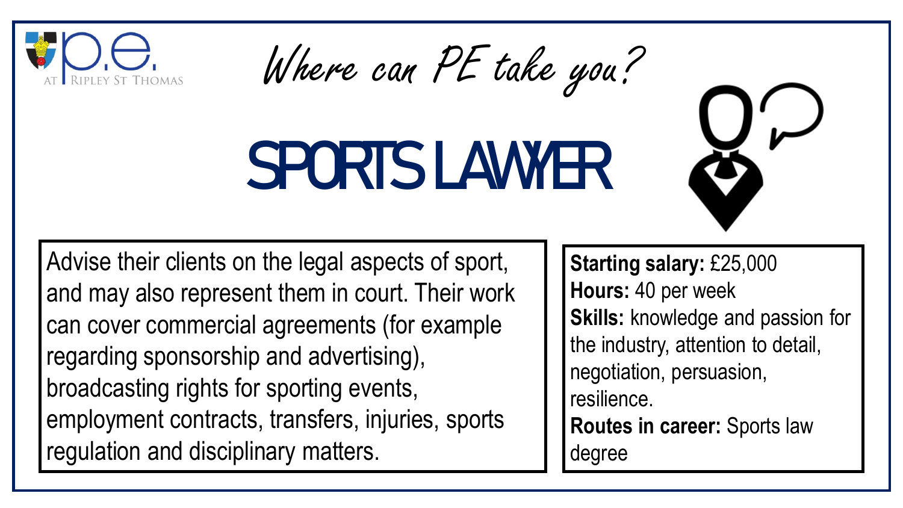*Where can PE take you?*

# SPORTS LAWYER

Advise their clients on the legal aspects of sport, and may also represent them in court. Their work can cover commercial agreements (for example regarding sponsorship and advertising), broadcasting rights for sporting events, employment contracts, transfers, injuries, sports regulation and disciplinary matters.

**Starting salary:** £25,000
**Hours:** 40 per week
**Skills:** knowledge and passion for the industry, attention to detail, negotiation, persuasion, resilience.
**Routes in career:** Sports law degree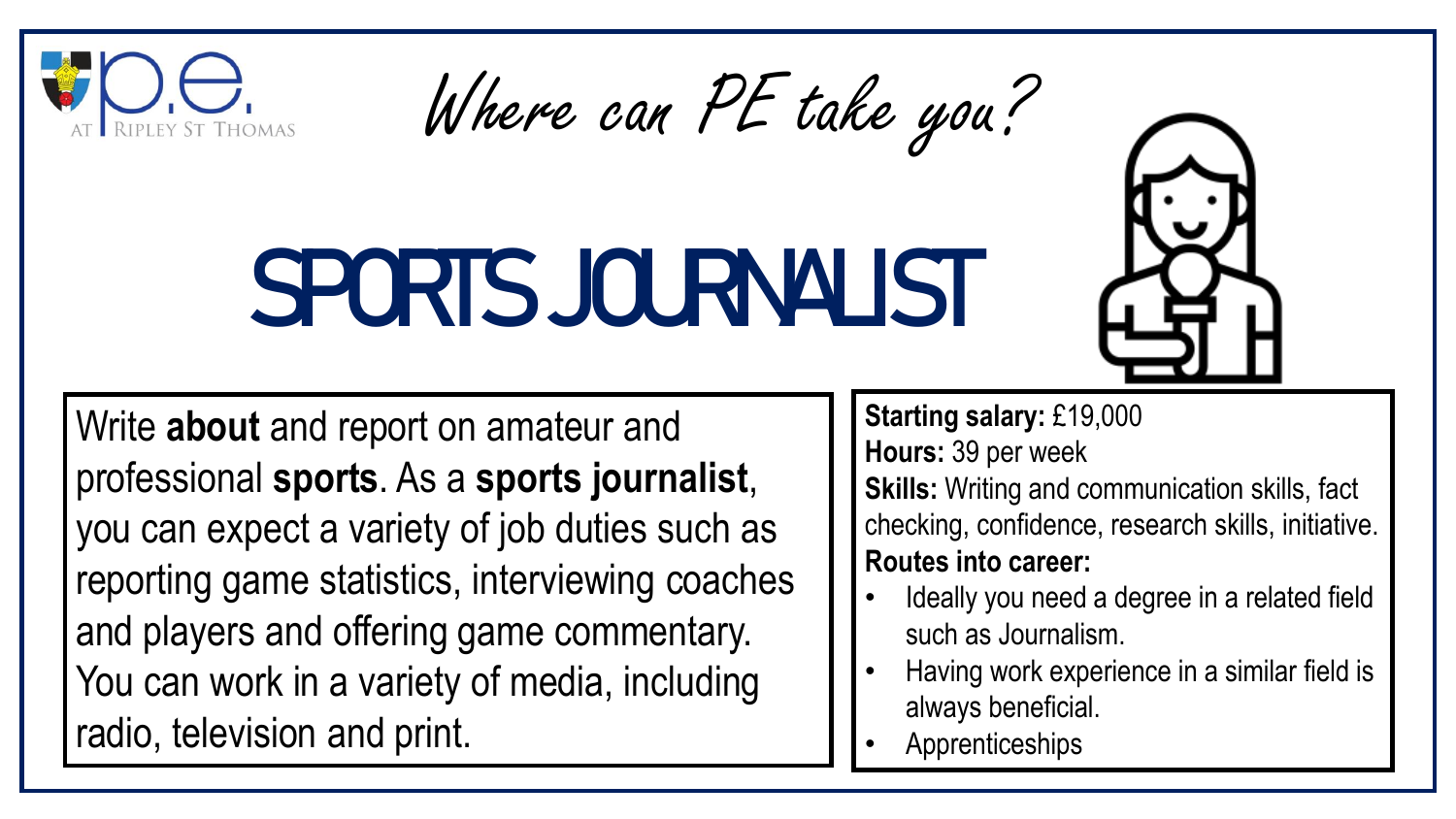p.e. AT RIPLEY ST THOMAS

*Where can PE take you?*

# SPORTS JOURNALIST

Write **about** and report on amateur and professional **sports**. As a **sports journalist**, you can expect a variety of job duties such as reporting game statistics, interviewing coaches and players and offering game commentary. You can work in a variety of media, including radio, television and print.

**Starting salary:** £19,000
**Hours:** 39 per week
**Skills:** Writing and communication skills, fact checking, confidence, research skills, initiative.
**Routes into career:**

- Ideally you need a degree in a related field such as Journalism.
- Having work experience in a similar field is always beneficial.
- Apprenticeships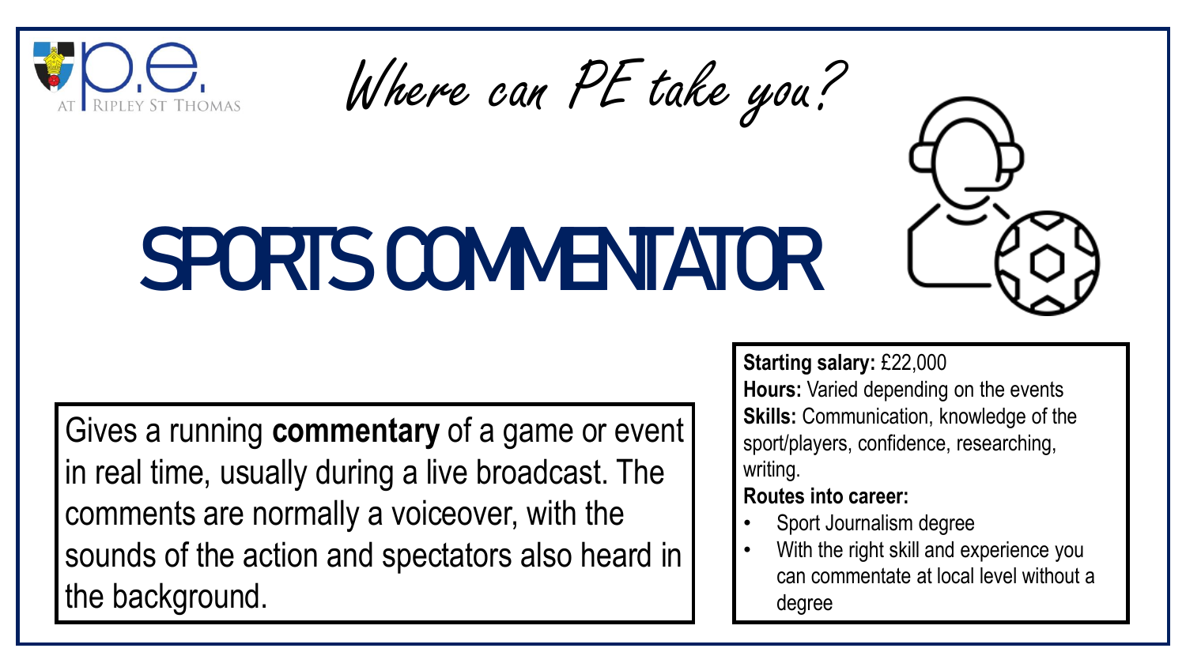P.E. AT RIPLEY ST THOMAS

*Where can PE take you?*

# SPORTS COMMENTATOR

Gives a running **commentary** of a game or event in real time, usually during a live broadcast. The comments are normally a voiceover, with the sounds of the action and spectators also heard in the background.

**Starting salary:** £22,000

**Hours:** Varied depending on the events

**Skills:** Communication, knowledge of the sport/players, confidence, researching, writing.

**Routes into career:**

- Sport Journalism degree
- With the right skill and experience you can commentate at local level without a degree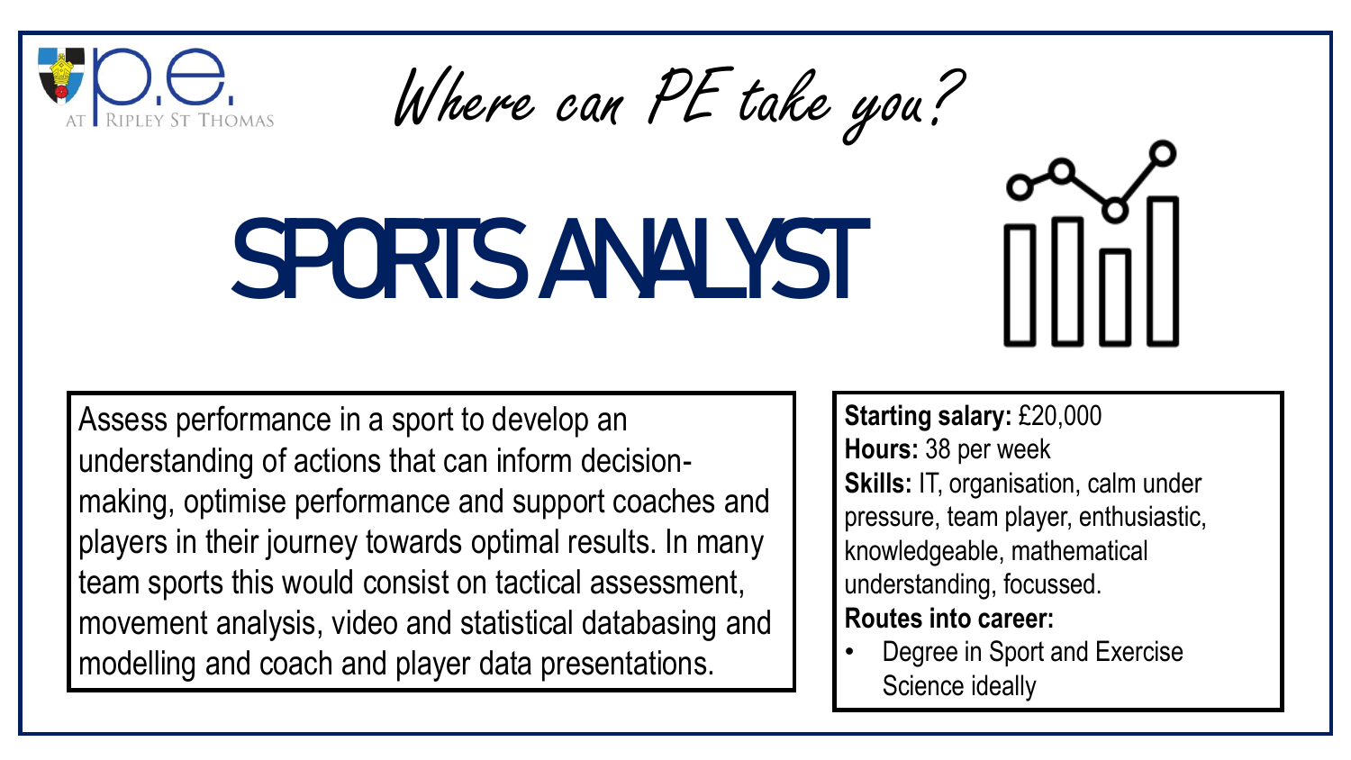*Where can PE take you?*

# SPORTS ANALYST

Assess performance in a sport to develop an understanding of actions that can inform decision-making, optimise performance and support coaches and players in their journey towards optimal results. In many team sports this would consist on tactical assessment, movement analysis, video and statistical databasing and modelling and coach and player data presentations.

**Starting salary:** £20,000
**Hours:** 38 per week
**Skills:** IT, organisation, calm under pressure, team player, enthusiastic, knowledgeable, mathematical understanding, focussed.
**Routes into career:**

- Degree in Sport and Exercise Science ideally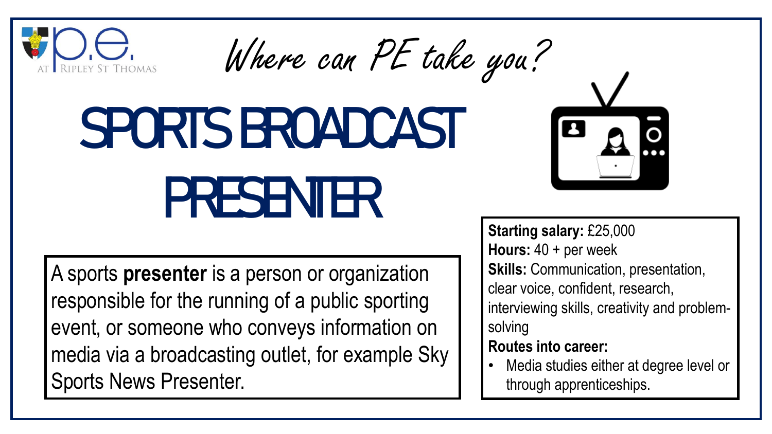p.e. AT RIPLEY ST THOMAS

*Where can PE take you?*

# SPORTS BROADCAST PRESENTER

A sports **presenter** is a person or organization responsible for the running of a public sporting event, or someone who conveys information on media via a broadcasting outlet, for example Sky Sports News Presenter.

**Starting salary:** £25,000

**Hours:** 40 + per week

**Skills:** Communication, presentation, clear voice, confident, research, interviewing skills, creativity and problem-solving

**Routes into career:**

- Media studies either at degree level or through apprenticeships.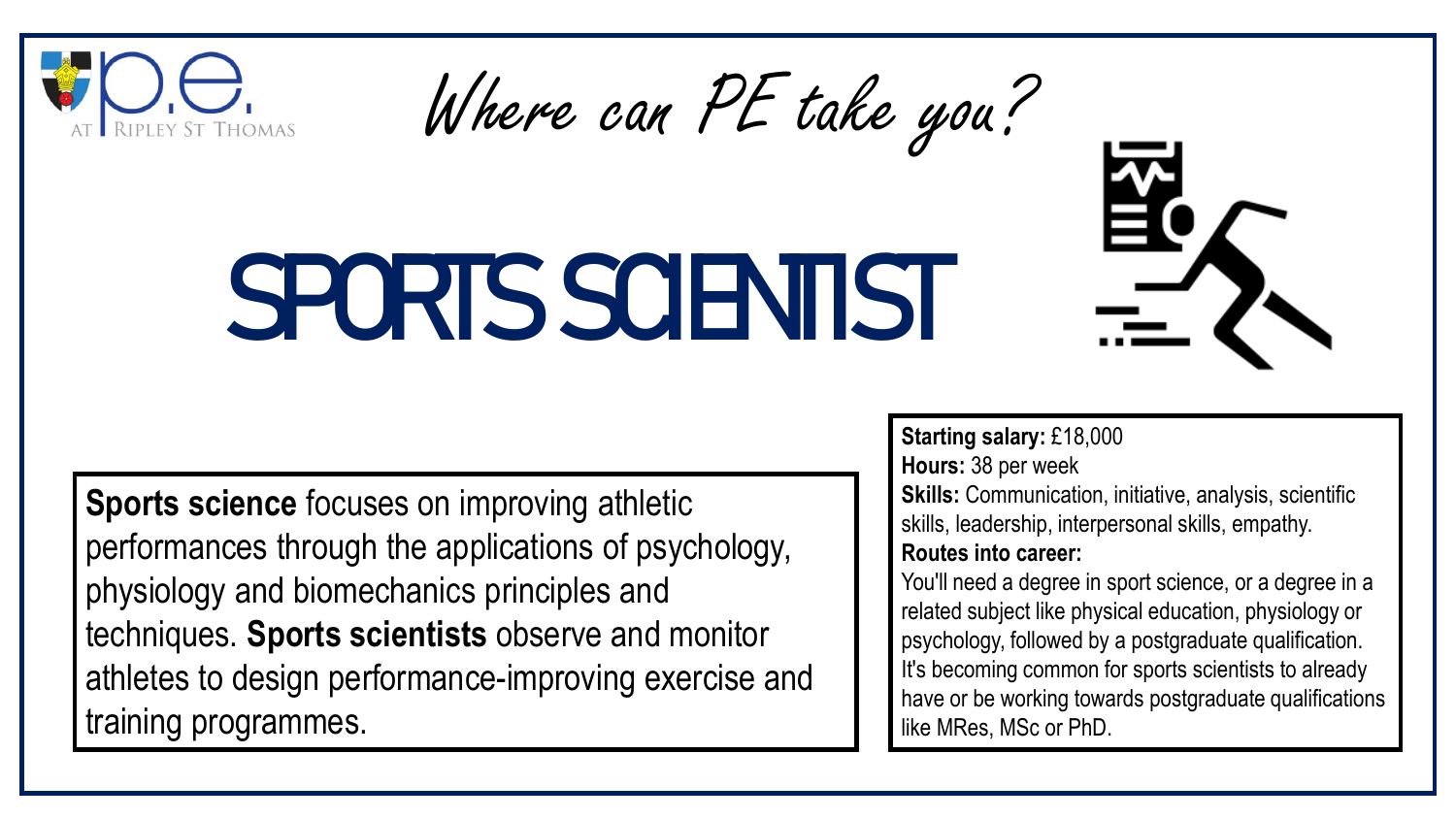P.E. AT RIPLEY ST THOMAS

*Where can PE take you?*

# SPORTS SCIENTIST

**Sports science** focuses on improving athletic performances through the applications of psychology, physiology and biomechanics principles and techniques. **Sports scientists** observe and monitor athletes to design performance-improving exercise and training programmes.

**Starting salary:** £18,000
**Hours:** 38 per week
**Skills:** Communication, initiative, analysis, scientific skills, leadership, interpersonal skills, empathy.
**Routes into career:**
You'll need a degree in sport science, or a degree in a related subject like physical education, physiology or psychology, followed by a postgraduate qualification. It's becoming common for sports scientists to already have or be working towards postgraduate qualifications like MRes, MSc or PhD.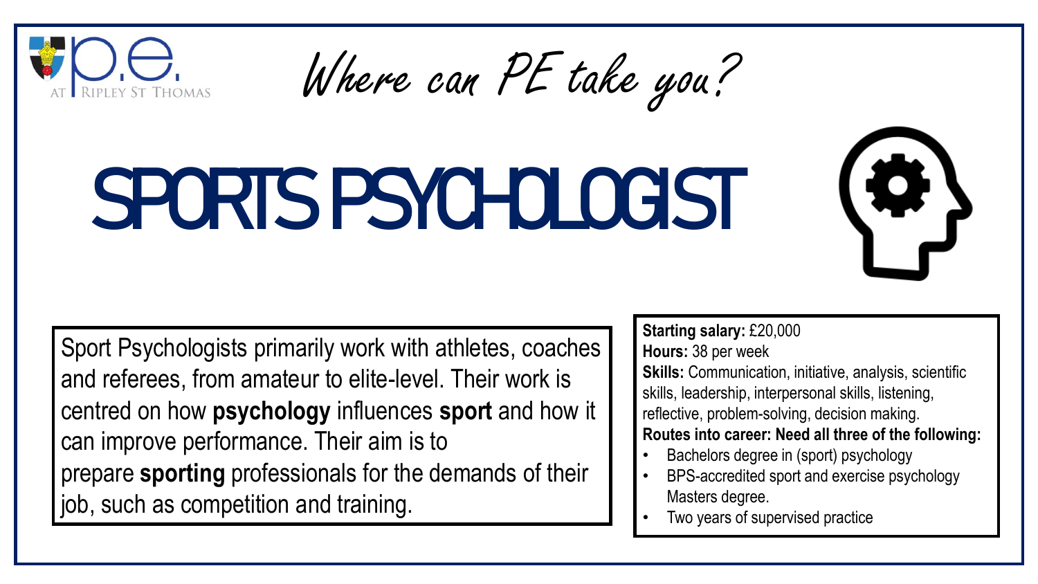p.e. AT RIPLEY ST THOMAS

*Where can PE take you?*

# SPORTS PSYCHOLOGIST

Sport Psychologists primarily work with athletes, coaches and referees, from amateur to elite-level. Their work is centred on how **psychology** influences **sport** and how it can improve performance. Their aim is to prepare **sporting** professionals for the demands of their job, such as competition and training.

**Starting salary:** £20,000
**Hours:** 38 per week
**Skills:** Communication, initiative, analysis, scientific skills, leadership, interpersonal skills, listening, reflective, problem-solving, decision making.
**Routes into career: Need all three of the following:**

- Bachelors degree in (sport) psychology
- BPS-accredited sport and exercise psychology Masters degree.
- Two years of supervised practice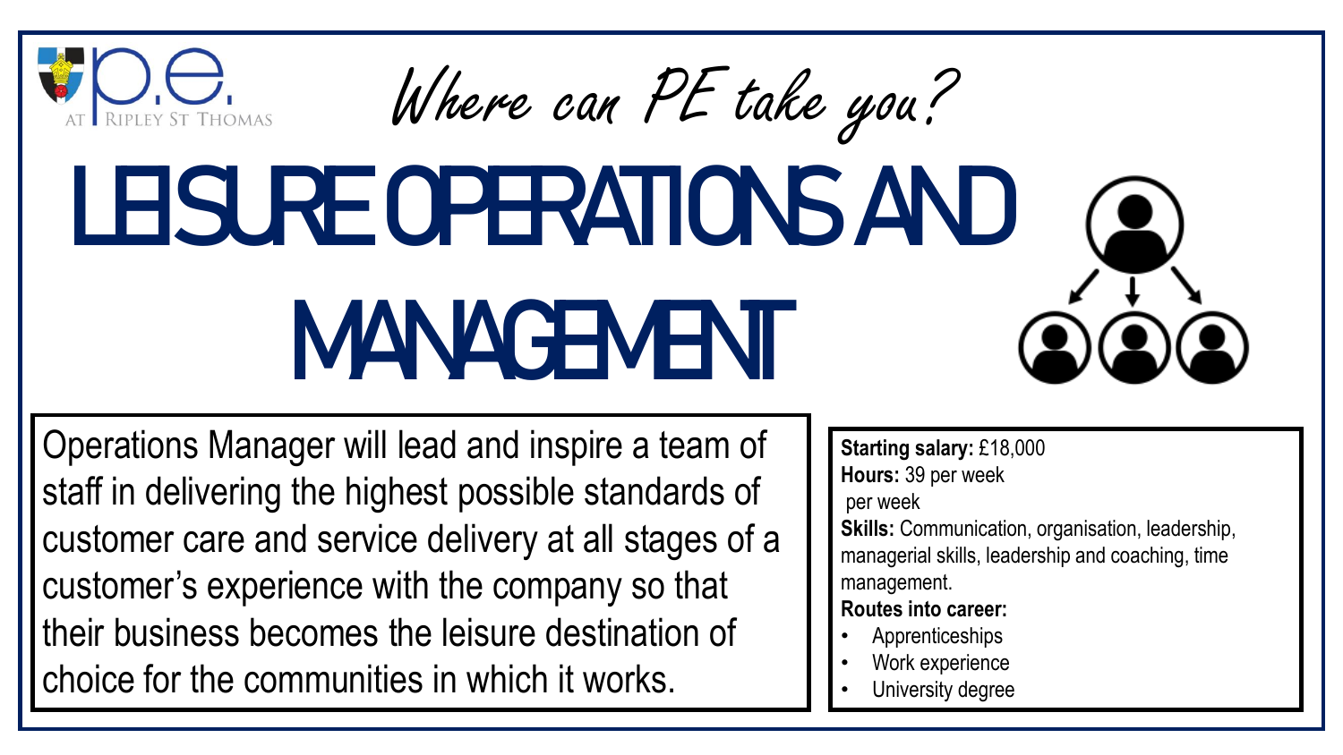Where can PE take you?

# LEISURE OPERATIONS AND MANAGEMENT

Operations Manager will lead and inspire a team of staff in delivering the highest possible standards of customer care and service delivery at all stages of a customer's experience with the company so that their business becomes the leisure destination of choice for the communities in which it works.

**Starting salary:** £18,000
**Hours:** 39 per week
per week
**Skills:** Communication, organisation, leadership, managerial skills, leadership and coaching, time management.
**Routes into career:**

- Apprenticeships
- Work experience
- University degree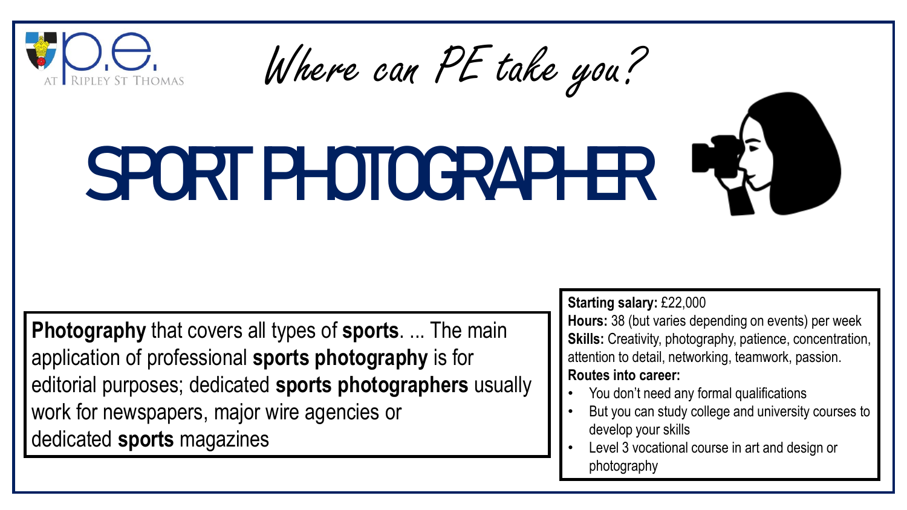*Where can PE take you?*

# SPORT PHOTOGRAPHER

**Photography** that covers all types of **sports**. ... The main application of professional **sports photography** is for editorial purposes; dedicated **sports photographers** usually work for newspapers, major wire agencies or dedicated **sports** magazines

**Starting salary:** £22,000
**Hours:** 38 (but varies depending on events) per week
**Skills:** Creativity, photography, patience, concentration, attention to detail, networking, teamwork, passion.
**Routes into career:**

- You don't need any formal qualifications
- But you can study college and university courses to develop your skills
- Level 3 vocational course in art and design or photography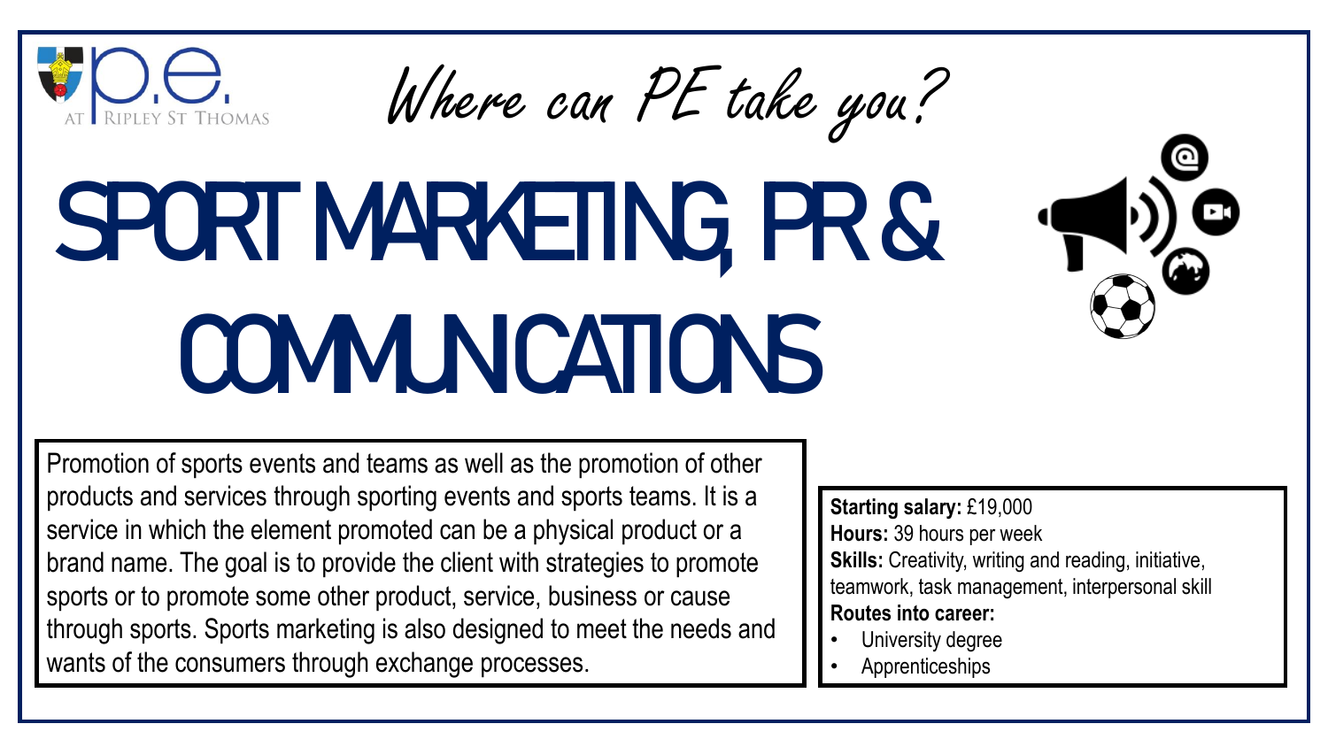*Where can PE take you?*

# SPORT MARKETING, PR & COMMUNICATIONS

Promotion of sports events and teams as well as the promotion of other products and services through sporting events and sports teams. It is a service in which the element promoted can be a physical product or a brand name. The goal is to provide the client with strategies to promote sports or to promote some other product, service, business or cause through sports. Sports marketing is also designed to meet the needs and wants of the consumers through exchange processes.

**Starting salary:** £19,000
**Hours:** 39 hours per week
**Skills:** Creativity, writing and reading, initiative, teamwork, task management, interpersonal skill
**Routes into career:**

- University degree
- Apprenticeships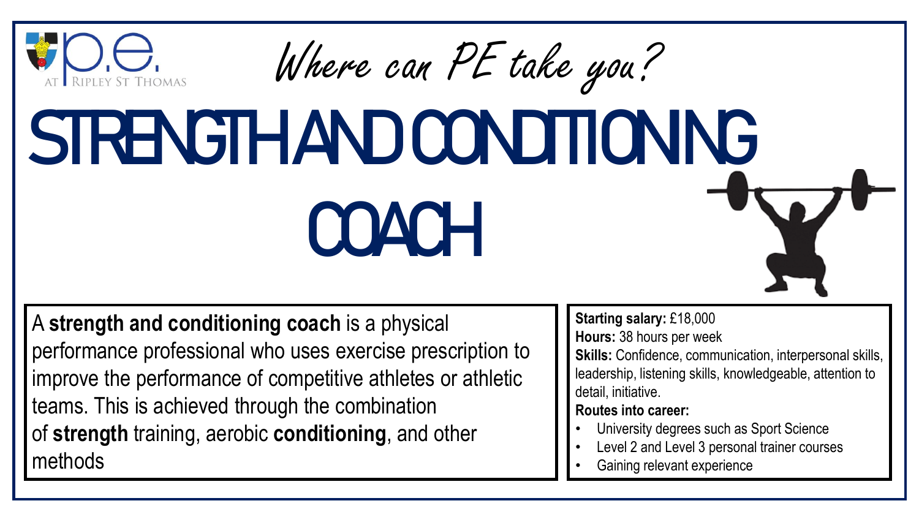Where can PE take you?

# STRENGTH AND CONDITIONING COACH

A **strength and conditioning coach** is a physical performance professional who uses exercise prescription to improve the performance of competitive athletes or athletic teams. This is achieved through the combination of **strength** training, aerobic **conditioning**, and other methods

**Starting salary:** £18,000

**Hours:** 38 hours per week

**Skills:** Confidence, communication, interpersonal skills, leadership, listening skills, knowledgeable, attention to detail, initiative.

**Routes into career:**

- University degrees such as Sport Science
- Level 2 and Level 3 personal trainer courses
- Gaining relevant experience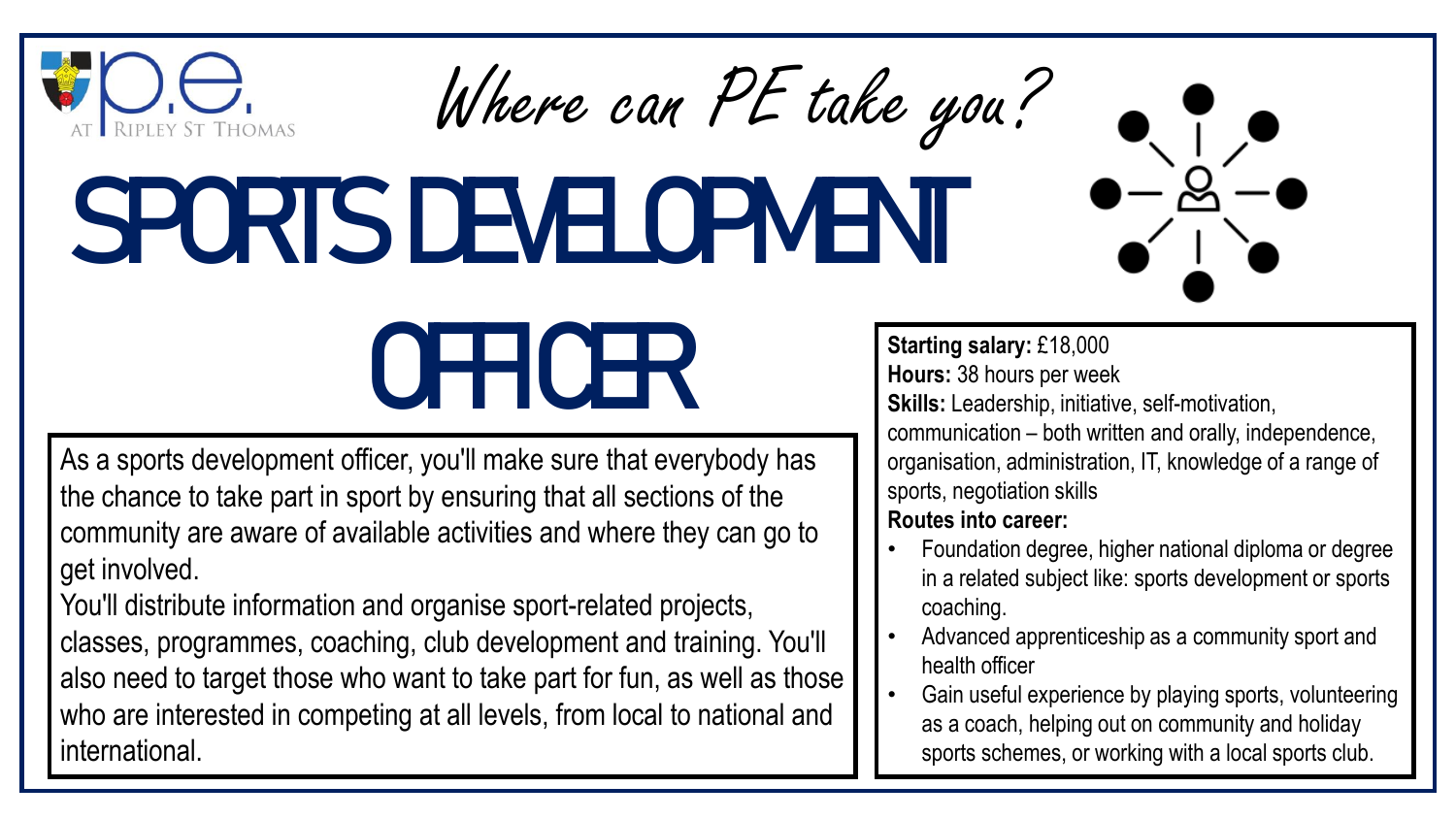P.E. AT RIPLEY ST THOMAS

*Where can PE take you?*

# SPORTS DEVELOPMENT OFFICER

As a sports development officer, you'll make sure that everybody has the chance to take part in sport by ensuring that all sections of the community are aware of available activities and where they can go to get involved.

You'll distribute information and organise sport-related projects, classes, programmes, coaching, club development and training. You'll also need to target those who want to take part for fun, as well as those who are interested in competing at all levels, from local to national and international.

**Starting salary:** £18,000

**Hours:** 38 hours per week

**Skills:** Leadership, initiative, self-motivation, communication – both written and orally, independence, organisation, administration, IT, knowledge of a range of sports, negotiation skills

**Routes into career:**

- Foundation degree, higher national diploma or degree in a related subject like: sports development or sports coaching.
- Advanced apprenticeship as a community sport and health officer
- Gain useful experience by playing sports, volunteering as a coach, helping out on community and holiday sports schemes, or working with a local sports club.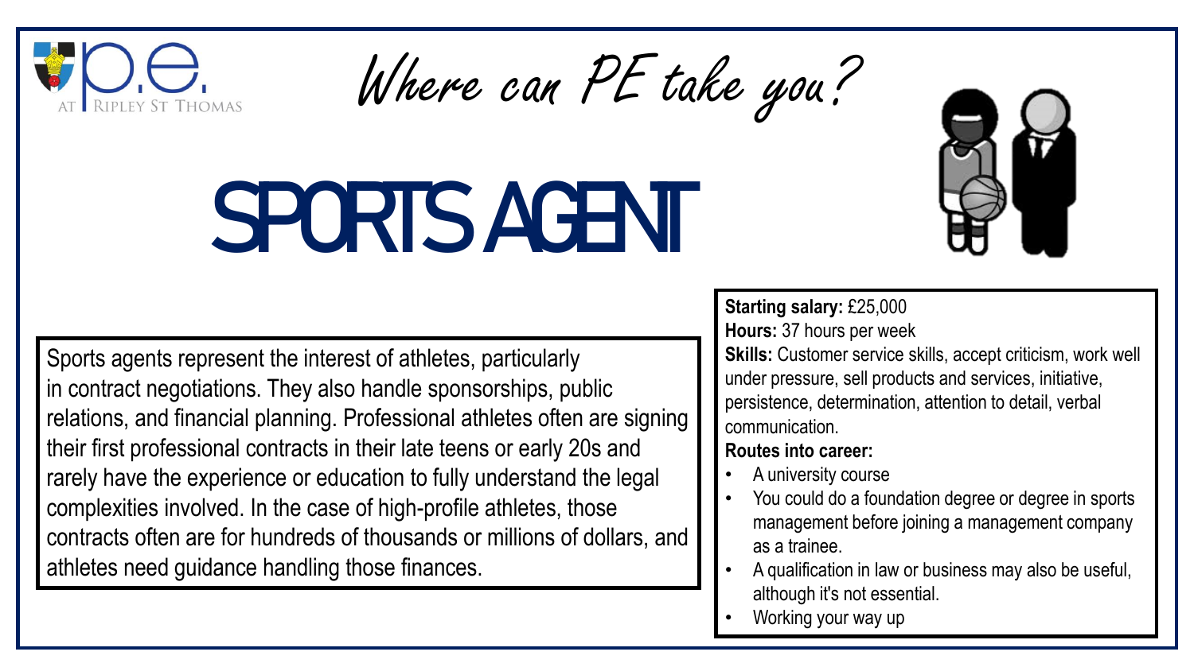p.e. AT RIPLEY ST THOMAS

*Where can PE take you?*

# SPORTS AGENT

Sports agents represent the interest of athletes, particularly in contract negotiations. They also handle sponsorships, public relations, and financial planning. Professional athletes often are signing their first professional contracts in their late teens or early 20s and rarely have the experience or education to fully understand the legal complexities involved. In the case of high-profile athletes, those contracts often are for hundreds of thousands or millions of dollars, and athletes need guidance handling those finances.

**Starting salary:** £25,000
**Hours:** 37 hours per week
**Skills:** Customer service skills, accept criticism, work well under pressure, sell products and services, initiative, persistence, determination, attention to detail, verbal communication.
**Routes into career:**

- A university course
- You could do a foundation degree or degree in sports management before joining a management company as a trainee.
- A qualification in law or business may also be useful, although it's not essential.
- Working your way up